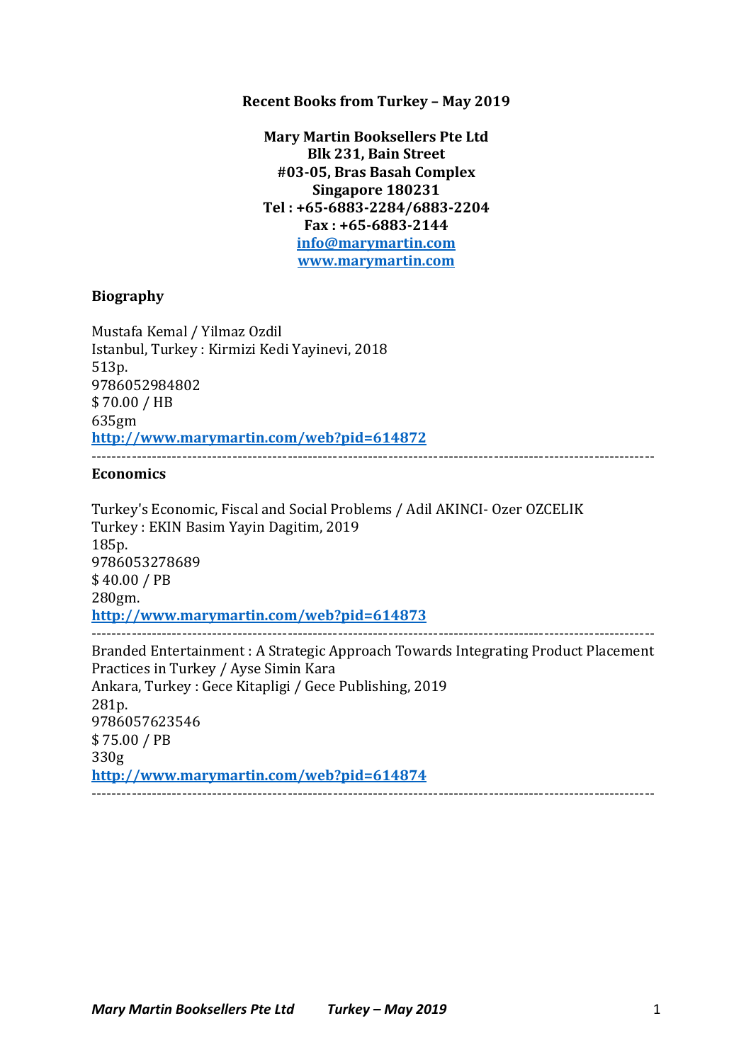**Recent Books from Turkey – May 2019**

**Mary Martin Booksellers Pte Ltd**
**Blk 231, Bain Street**
**#03-05, Bras Basah Complex**
**Singapore 180231**
**Tel : +65-6883-2284/6883-2204**
**Fax : +65-6883-2144**
**info@marymartin.com**
**www.marymartin.com**

## Biography

Mustafa Kemal / Yilmaz Ozdil
Istanbul, Turkey : Kirmizi Kedi Yayinevi, 2018
513p.
9786052984802
$ 70.00 / HB
635gm
**http://www.marymartin.com/web?pid=614872**

---

## Economics

Turkey's Economic, Fiscal and Social Problems / Adil AKINCI- Ozer OZCELIK
Turkey : EKIN Basim Yayin Dagitim, 2019
185p.
9786053278689
$ 40.00 / PB
280gm.
**http://www.marymartin.com/web?pid=614873**

---

Branded Entertainment : A Strategic Approach Towards Integrating Product Placement Practices in Turkey / Ayse Simin Kara
Ankara, Turkey : Gece Kitapligi / Gece Publishing, 2019
281p.
9786057623546
$ 75.00 / PB
330g
**http://www.marymartin.com/web?pid=614874**

---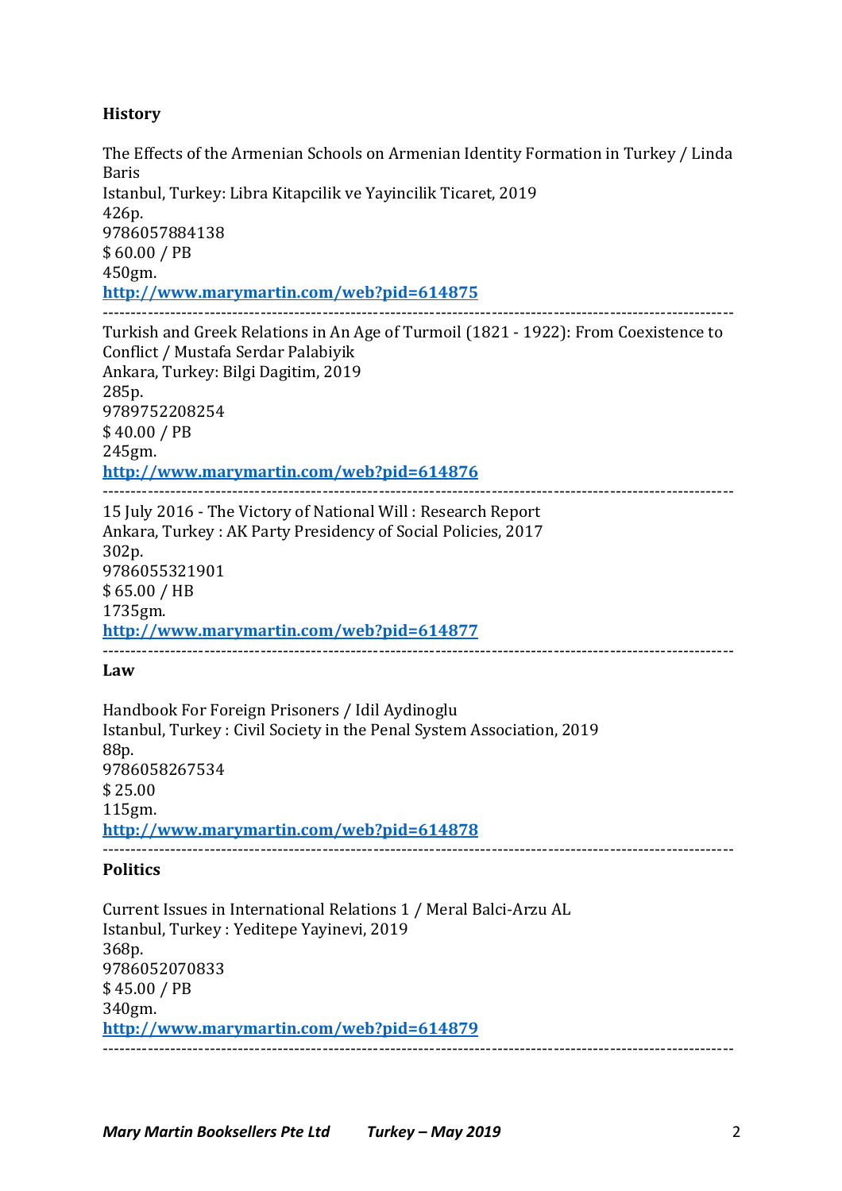## History

The Effects of the Armenian Schools on Armenian Identity Formation in Turkey / Linda Baris
Istanbul, Turkey: Libra Kitapcilik ve Yayincilik Ticaret, 2019
426p.
9786057884138
$ 60.00 / PB
450gm.
**[http://www.marymartin.com/web?pid=614875](http://www.marymartin.com/web?pid=614875)**

---

Turkish and Greek Relations in An Age of Turmoil (1821 - 1922): From Coexistence to Conflict / Mustafa Serdar Palabiyik
Ankara, Turkey: Bilgi Dagitim, 2019
285p.
9789752208254
$ 40.00 / PB
245gm.
**[http://www.marymartin.com/web?pid=614876](http://www.marymartin.com/web?pid=614876)**

---

15 July 2016 - The Victory of National Will : Research Report
Ankara, Turkey : AK Party Presidency of Social Policies, 2017
302p.
9786055321901
$ 65.00 / HB
1735gm.
**[http://www.marymartin.com/web?pid=614877](http://www.marymartin.com/web?pid=614877)**

---

## Law

Handbook For Foreign Prisoners / Idil Aydinoglu
Istanbul, Turkey : Civil Society in the Penal System Association, 2019
88p.
9786058267534
$ 25.00
115gm.
**[http://www.marymartin.com/web?pid=614878](http://www.marymartin.com/web?pid=614878)**

---

## Politics

Current Issues in International Relations 1 / Meral Balci-Arzu AL
Istanbul, Turkey : Yeditepe Yayinevi, 2019
368p.
9786052070833
$ 45.00 / PB
340gm.
**[http://www.marymartin.com/web?pid=614879](http://www.marymartin.com/web?pid=614879)**

---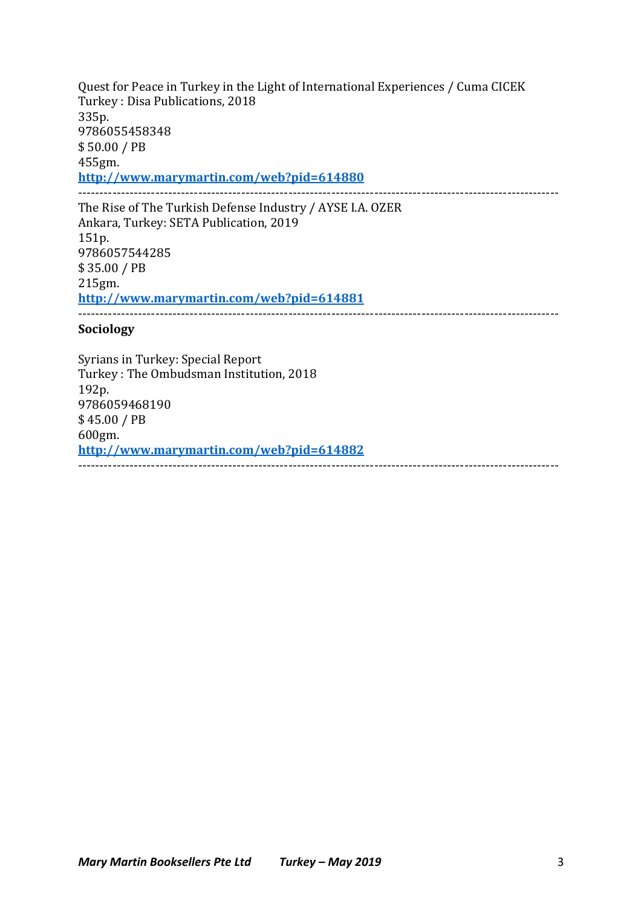Quest for Peace in Turkey in the Light of International Experiences / Cuma CICEK
Turkey : Disa Publications, 2018
335p.
9786055458348
$ 50.00 / PB
455gm.
**http://www.marymartin.com/web?pid=614880**

---

The Rise of The Turkish Defense Industry / AYSE I.A. OZER
Ankara, Turkey: SETA Publication, 2019
151p.
9786057544285
$ 35.00 / PB
215gm.
**http://www.marymartin.com/web?pid=614881**

---

**Sociology**

Syrians in Turkey: Special Report
Turkey : The Ombudsman Institution, 2018
192p.
9786059468190
$ 45.00 / PB
600gm.
**http://www.marymartin.com/web?pid=614882**

---